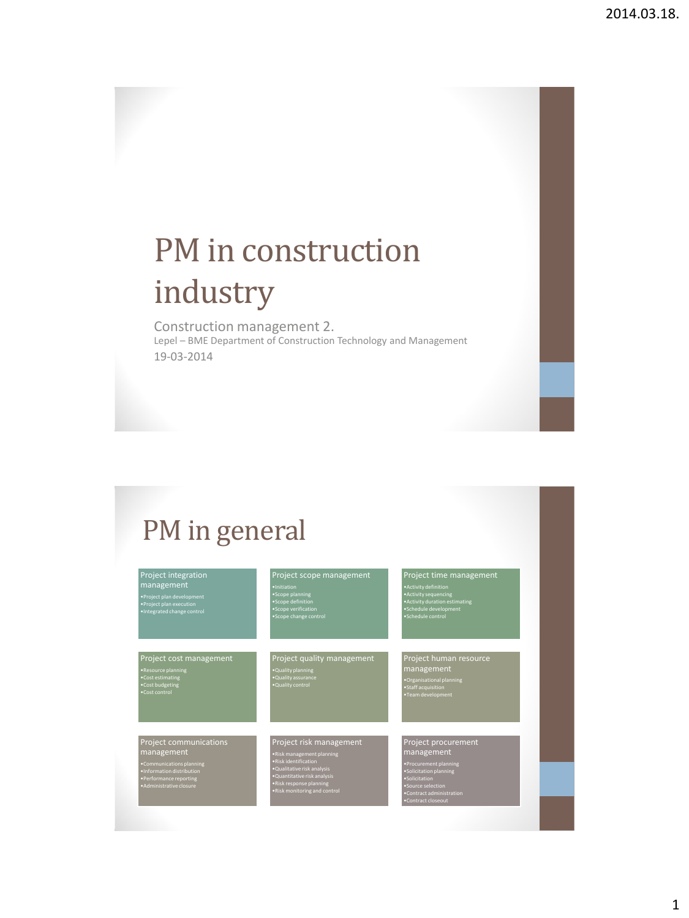# PM in construction industry

Construction management 2.

Lepel – BME Department of Construction Technology and Management

19-03-2014

# PM in general

**Project integration management**
- Project plan development
- Project plan execution
- Integrated change control

**Project scope management**
- Initiation
- Scope planning
- Scope definition
- Scope verification
- Scope change control

**Project time management**
- Activity definition
- Activity sequencing
- Activity duration estimating
- Schedule development
- Schedule control

**Project cost management**
- Resource planning
- Cost estimating
- Cost budgeting
- Cost control

**Project quality management**
- Quality planning
- Quality assurance
- Quality control

**Project human resource management**
- Organisational planning
- Staff acquisition
- Team development

**Project communications management**
- Communications planning
- Information distribution
- Performance reporting
- Administrative closure

**Project risk management**
- Risk management planning
- Risk identification
- Qualitative risk analysis
- Quantitative risk analysis
- Risk response planning
- Risk monitoring and control

**Project procurement management**
- Procurement planning
- Solicitation planning
- Solicitation
- Source selection
- Contract administration
- Contract closeout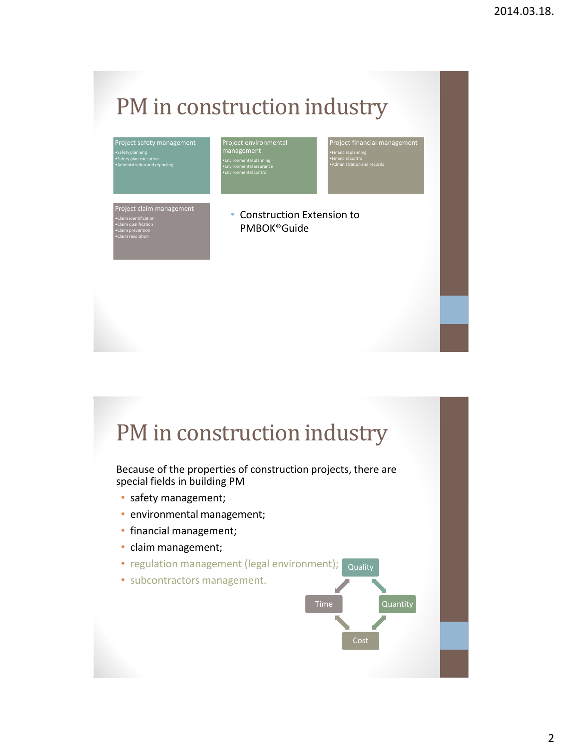# PM in construction industry

**Project safety management**
- Safety planning
- Safety plan execution
- Administration and reporting

**Project environmental management**
- Environmental planning
- Environmental assurance
- Environmental control

**Project financial management**
- Financial planning
- Financial control
- Administration and records

**Project claim management**
- Claim identification
- Claim qualification
- Claim prevention
- Claim resolution

- Construction Extension to PMBOK®Guide

# PM in construction industry

Because of the properties of construction projects, there are special fields in building PM

- safety management;
- environmental management;
- financial management;
- claim management;
- regulation management (legal environment);
- subcontractors management.

Quality

Time

Quantity

Cost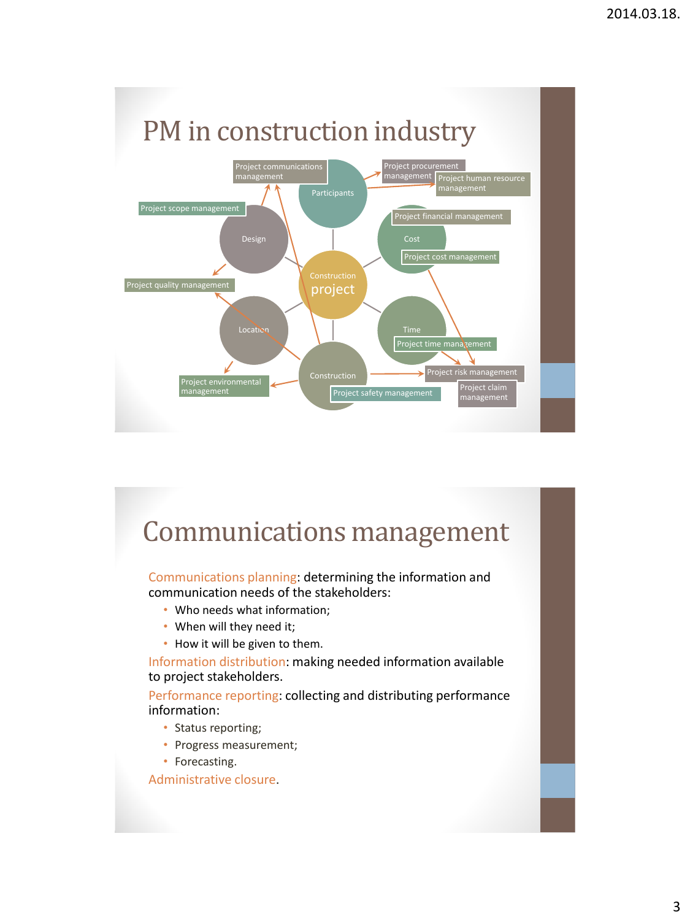# PM in construction industry

- Construction project
  - Participants
    - Project communications management
    - Project procurement management
    - Project human resource management
  - Cost
    - Project financial management
    - Project cost management
  - Time
    - Project time management
  - Construction
    - Project safety management
    - Project risk management
    - Project claim management
  - Location
    - Project environmental management
  - Design
    - Project scope management
    - Project quality management

# Communications management

Communications planning: determining the information and communication needs of the stakeholders:

- Who needs what information;
- When will they need it;
- How it will be given to them.

Information distribution: making needed information available to project stakeholders.

Performance reporting: collecting and distributing performance information:

- Status reporting;
- Progress measurement;
- Forecasting.

Administrative closure.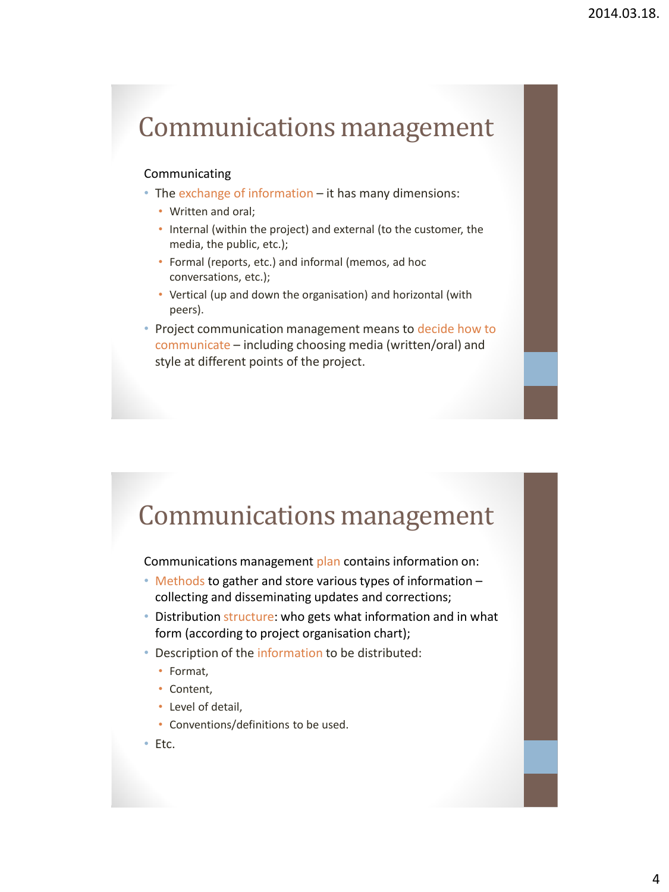# Communications management

Communicating

- The exchange of information – it has many dimensions:
  - Written and oral;
  - Internal (within the project) and external (to the customer, the media, the public, etc.);
  - Formal (reports, etc.) and informal (memos, ad hoc conversations, etc.);
  - Vertical (up and down the organisation) and horizontal (with peers).
- Project communication management means to decide how to communicate – including choosing media (written/oral) and style at different points of the project.

# Communications management

Communications management plan contains information on:

- Methods to gather and store various types of information – collecting and disseminating updates and corrections;
- Distribution structure: who gets what information and in what form (according to project organisation chart);
- Description of the information to be distributed:
  - Format,
  - Content,
  - Level of detail,
  - Conventions/definitions to be used.
- Etc.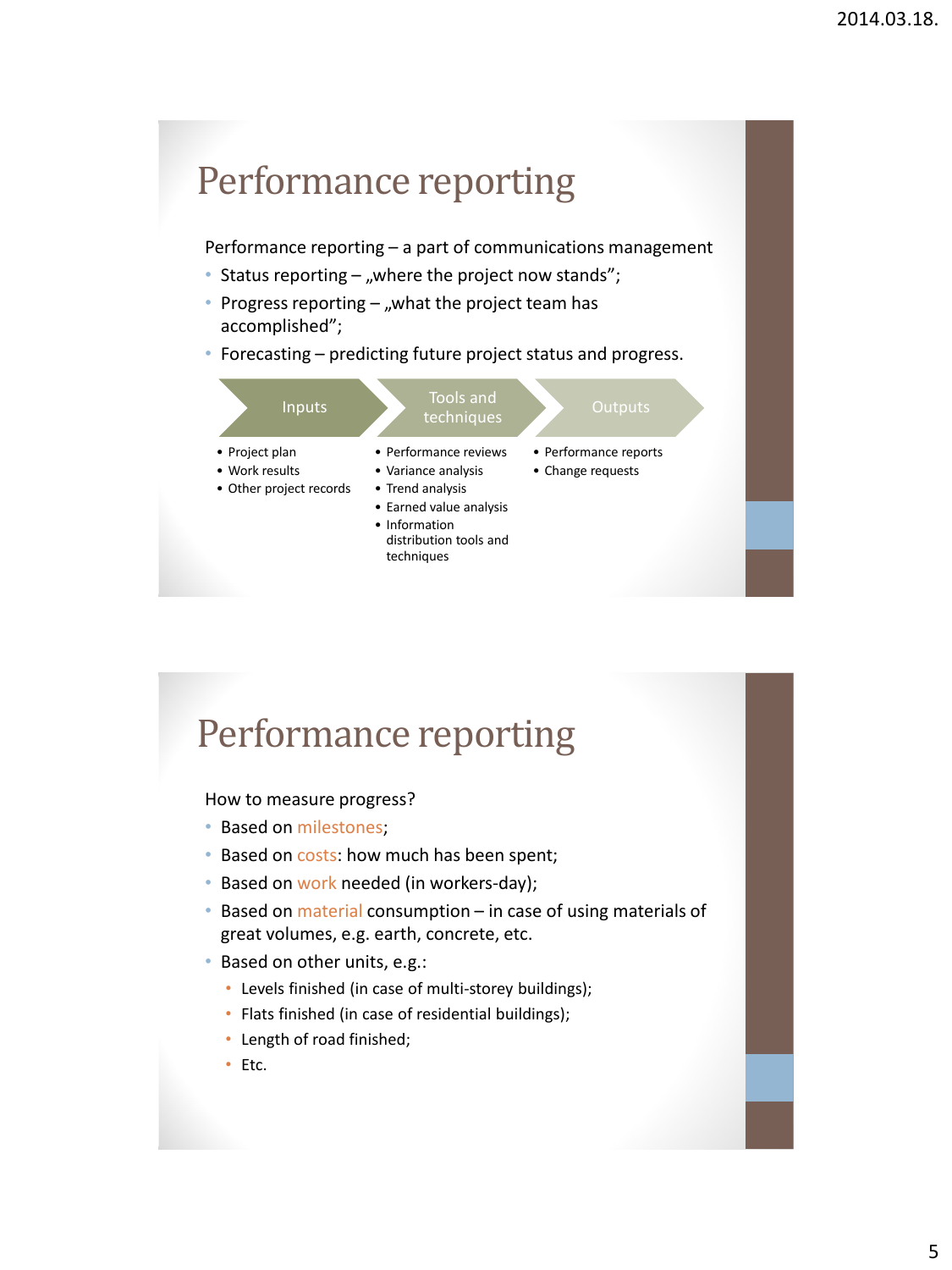# Performance reporting

Performance reporting – a part of communications management

- Status reporting – „where the project now stands";
- Progress reporting – „what the project team has accomplished";
- Forecasting – predicting future project status and progress.

| Inputs | Tools and techniques | Outputs |
| --- | --- | --- |
| • Project plan<br>• Work results<br>• Other project records | • Performance reviews<br>• Variance analysis<br>• Trend analysis<br>• Earned value analysis<br>• Information distribution tools and techniques | • Performance reports<br>• Change requests |

# Performance reporting

How to measure progress?

- Based on milestones;
- Based on costs: how much has been spent;
- Based on work needed (in workers-day);
- Based on material consumption – in case of using materials of great volumes, e.g. earth, concrete, etc.
- Based on other units, e.g.:
  - Levels finished (in case of multi-storey buildings);
  - Flats finished (in case of residential buildings);
  - Length of road finished;
  - Etc.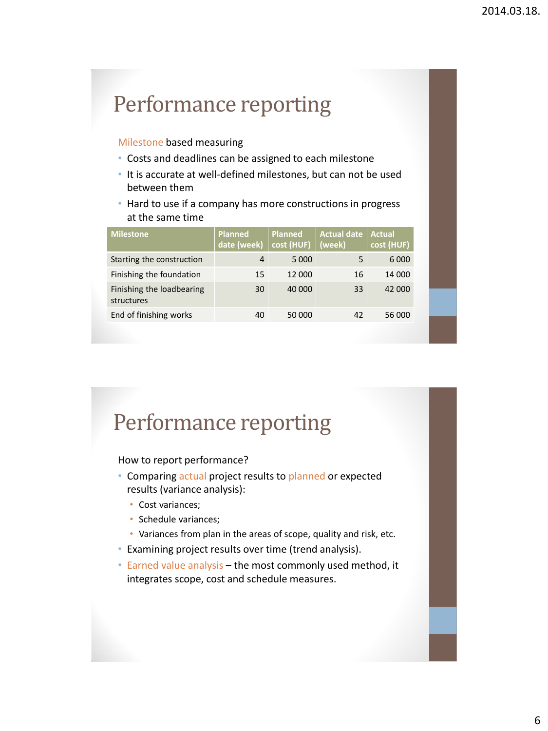# Performance reporting

Milestone based measuring

- Costs and deadlines can be assigned to each milestone
- It is accurate at well-defined milestones, but can not be used between them
- Hard to use if a company has more constructions in progress at the same time

| Milestone | Planned date (week) | Planned cost (HUF) | Actual date (week) | Actual cost (HUF) |
|---|---|---|---|---|
| Starting the construction | 4 | 5 000 | 5 | 6 000 |
| Finishing the foundation | 15 | 12 000 | 16 | 14 000 |
| Finishing the loadbearing structures | 30 | 40 000 | 33 | 42 000 |
| End of finishing works | 40 | 50 000 | 42 | 56 000 |

# Performance reporting

How to report performance?

- Comparing actual project results to planned or expected results (variance analysis):
  - Cost variances;
  - Schedule variances;
  - Variances from plan in the areas of scope, quality and risk, etc.
- Examining project results over time (trend analysis).
- Earned value analysis – the most commonly used method, it integrates scope, cost and schedule measures.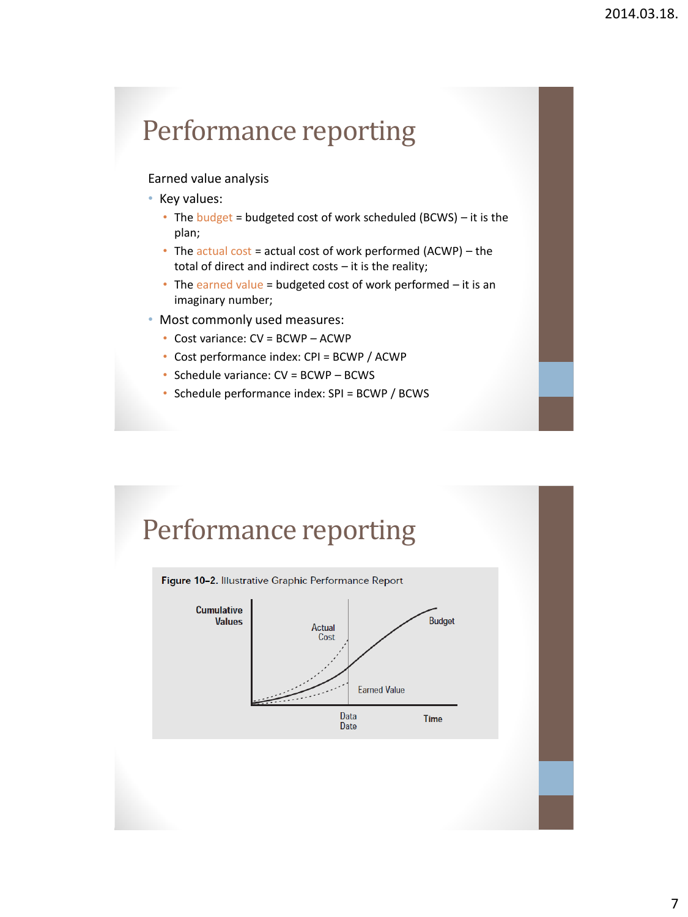# Performance reporting

Earned value analysis

- Key values:
  - The budget = budgeted cost of work scheduled (BCWS) – it is the plan;
  - The actual cost = actual cost of work performed (ACWP) – the total of direct and indirect costs – it is the reality;
  - The earned value = budgeted cost of work performed – it is an imaginary number;
- Most commonly used measures:
  - Cost variance: CV = BCWP – ACWP
  - Cost performance index: CPI = BCWP / ACWP
  - Schedule variance: CV = BCWP – BCWS
  - Schedule performance index: SPI = BCWP / BCWS

# Performance reporting

**Figure 10-2.** Illustrative Graphic Performance Report

Cumulative Values | Actual Cost | Budget | Earned Value | Data Date | Time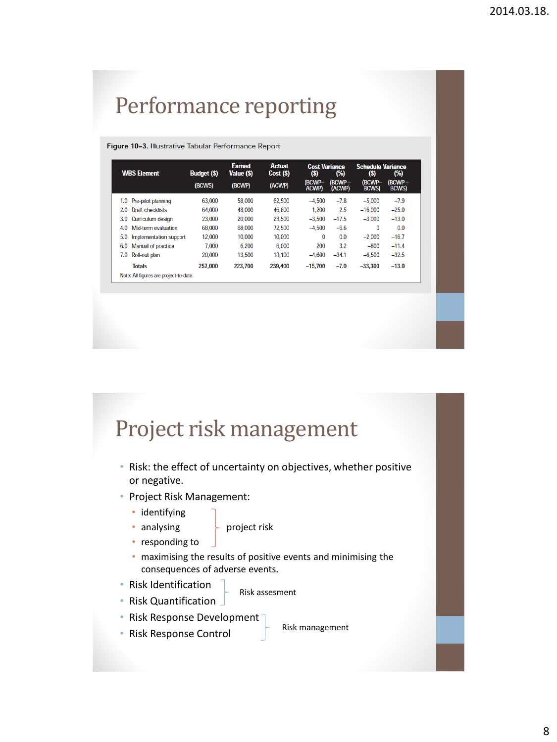# Performance reporting

**Figure 10–3.** Illustrative Tabular Performance Report

| WBS Element | Budget ($) (BCWS) | Earned Value ($) (BCWP) | Actual Cost ($) (ACWP) | Cost Variance ($) (BCWP−ACWP) | Cost Variance (%) (BCWP÷ACWP) | Schedule Variance ($) (BCWP−BCWS) | Schedule Variance (%) (BCWP÷BCWS) |
|---|---|---|---|---|---|---|---|
| 1.0 Pre-pilot planning | 63,000 | 58,000 | 62,500 | −4,500 | −7.8 | −5,000 | −7.9 |
| 2.0 Draft checklists | 64,000 | 48,000 | 46,800 | 1,200 | 2.5 | −16,000 | −25.0 |
| 3.0 Curriculum design | 23,000 | 20,000 | 23,500 | −3,500 | −17.5 | −3,000 | −13.0 |
| 4.0 Mid-term evaluation | 68,000 | 68,000 | 72,500 | −4,500 | −6.6 | 0 | 0.0 |
| 5.0 Implementation support | 12,000 | 10,000 | 10,000 | 0 | 0.0 | −2,000 | −16.7 |
| 6.0 Manual of practice | 7,000 | 6,200 | 6,000 | 200 | 3.2 | −800 | −11.4 |
| 7.0 Roll-out plan | 20,000 | 13,500 | 18,100 | −4,600 | −34.1 | −6,500 | −32.5 |
| **Totals** | **257,000** | **223,700** | **239,400** | **−15,700** | **−7.0** | **−33,300** | **−13.0** |

Note: All figures are project-to-date.

# Project risk management

- Risk: the effect of uncertainty on objectives, whether positive or negative.
- Project Risk Management:
  - identifying
  - analysing
  - responding to

  } project risk

  - maximising the results of positive events and minimising the consequences of adverse events.
- Risk Identification
- Risk Quantification

  } Risk assesment

- Risk Response Development
- Risk Response Control

  } Risk management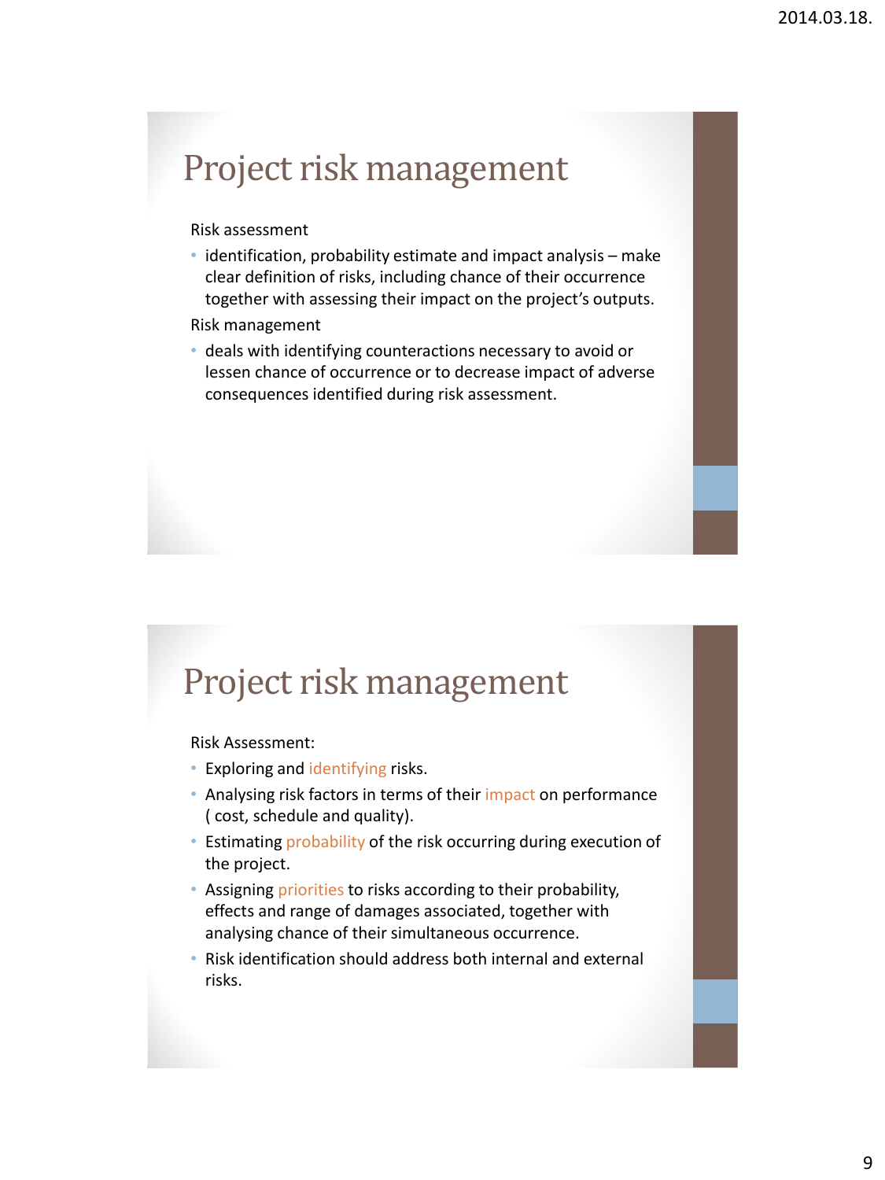# Project risk management

Risk assessment

- identification, probability estimate and impact analysis – make clear definition of risks, including chance of their occurrence together with assessing their impact on the project's outputs.

Risk management

- deals with identifying counteractions necessary to avoid or lessen chance of occurrence or to decrease impact of adverse consequences identified during risk assessment.

# Project risk management

Risk Assessment:

- Exploring and identifying risks.
- Analysing risk factors in terms of their impact on performance ( cost, schedule and quality).
- Estimating probability of the risk occurring during execution of the project.
- Assigning priorities to risks according to their probability, effects and range of damages associated, together with analysing chance of their simultaneous occurrence.
- Risk identification should address both internal and external risks.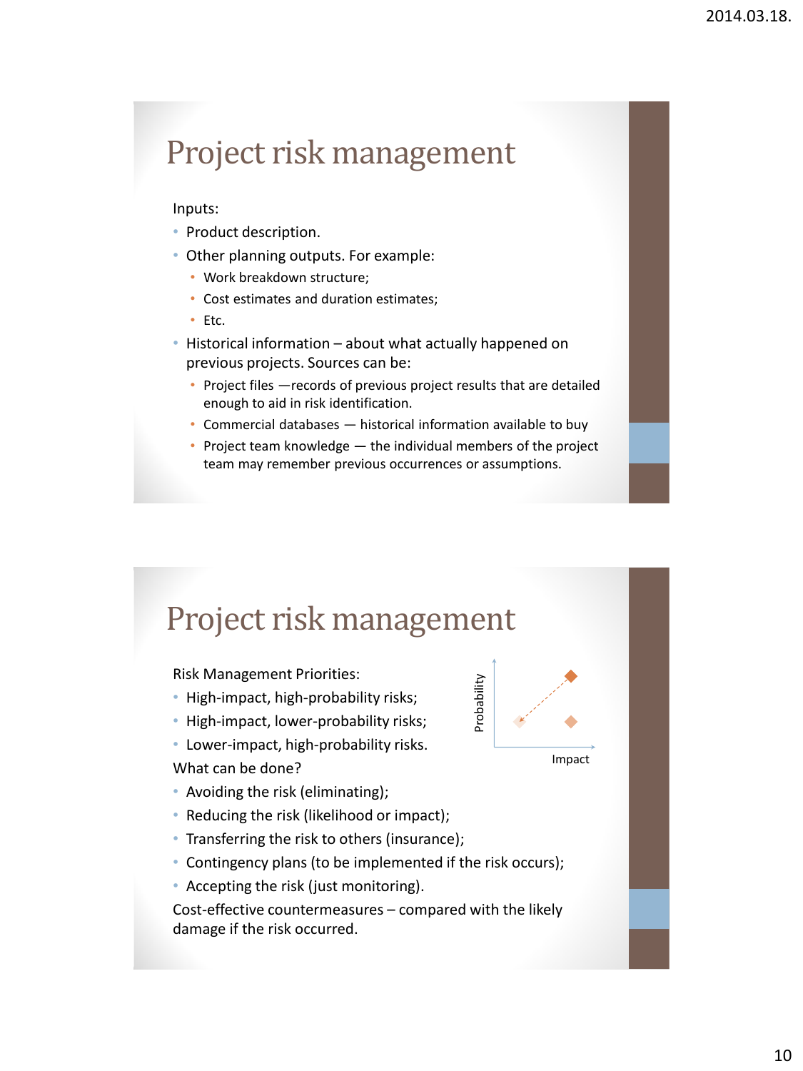# Project risk management

Inputs:

- Product description.
- Other planning outputs. For example:
  - Work breakdown structure;
  - Cost estimates and duration estimates;
  - Etc.
- Historical information – about what actually happened on previous projects. Sources can be:
  - Project files —records of previous project results that are detailed enough to aid in risk identification.
  - Commercial databases — historical information available to buy
  - Project team knowledge — the individual members of the project team may remember previous occurrences or assumptions.

# Project risk management

Risk Management Priorities:

- High-impact, high-probability risks;
- High-impact, lower-probability risks;
- Lower-impact, high-probability risks.

What can be done?

- Avoiding the risk (eliminating);
- Reducing the risk (likelihood or impact);
- Transferring the risk to others (insurance);
- Contingency plans (to be implemented if the risk occurs);
- Accepting the risk (just monitoring).

Cost-effective countermeasures – compared with the likely damage if the risk occurred.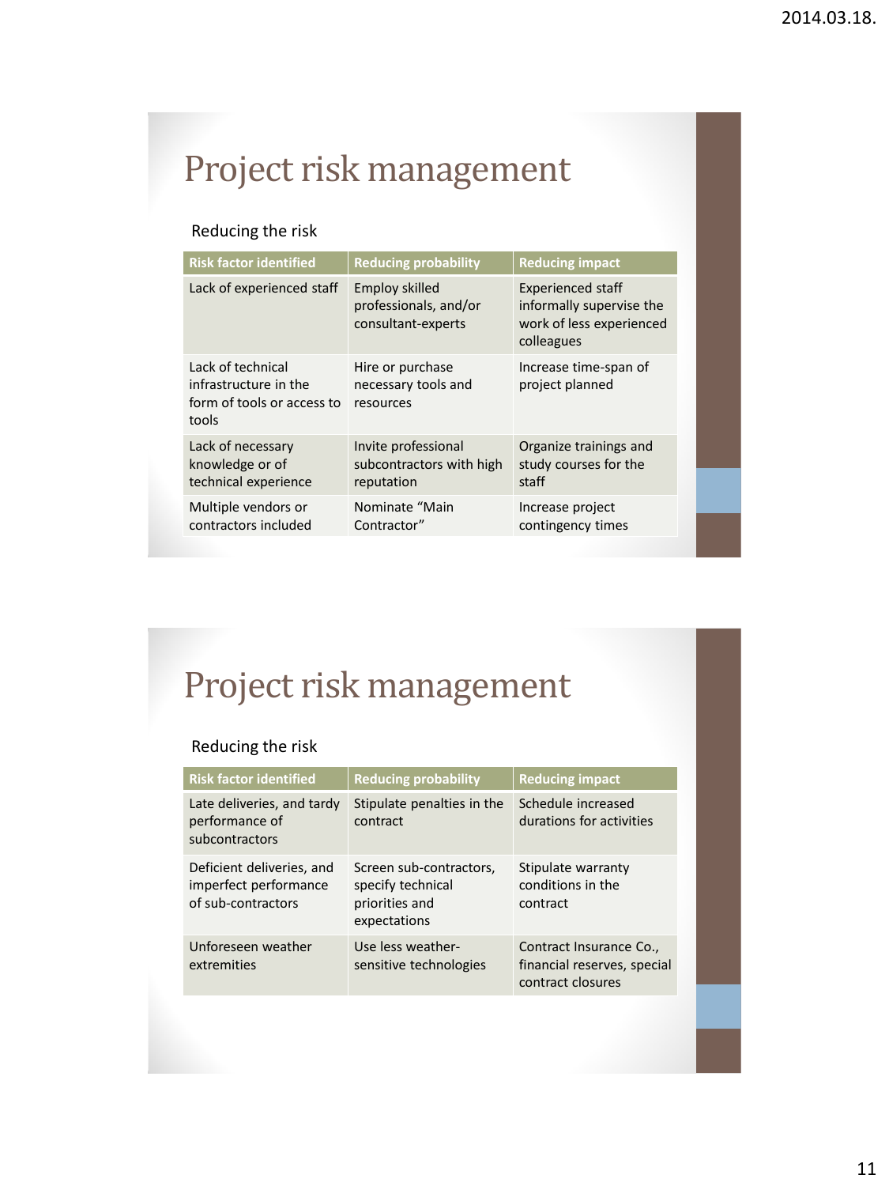# Project risk management

Reducing the risk

| Risk factor identified | Reducing probability | Reducing impact |
| --- | --- | --- |
| Lack of experienced staff | Employ skilled professionals, and/or consultant-experts | Experienced staff informally supervise the work of less experienced colleagues |
| Lack of technical infrastructure in the form of tools or access to tools | Hire or purchase necessary tools and resources | Increase time-span of project planned |
| Lack of necessary knowledge or of technical experience | Invite professional subcontractors with high reputation | Organize trainings and study courses for the staff |
| Multiple vendors or contractors included | Nominate "Main Contractor" | Increase project contingency times |

# Project risk management

Reducing the risk

| Risk factor identified | Reducing probability | Reducing impact |
| --- | --- | --- |
| Late deliveries, and tardy performance of subcontractors | Stipulate penalties in the contract | Schedule increased durations for activities |
| Deficient deliveries, and imperfect performance of sub-contractors | Screen sub-contractors, specify technical priorities and expectations | Stipulate warranty conditions in the contract |
| Unforeseen weather extremities | Use less weather-sensitive technologies | Contract Insurance Co., financial reserves, special contract closures |